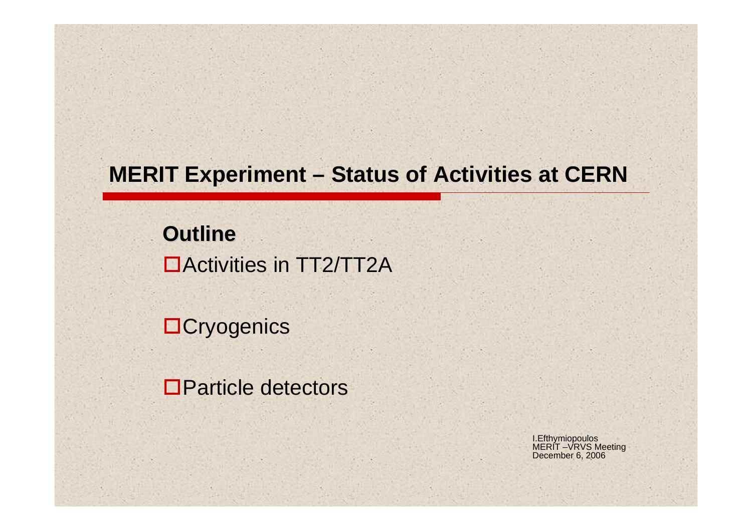# MERIT Experiment – Status of Activities at CERN

**Outline**

- Activities in TT2/TT2A
- Cryogenics
- Particle detectors

I.Efthymiopoulos
MERIT –VRVS Meeting
December 6, 2006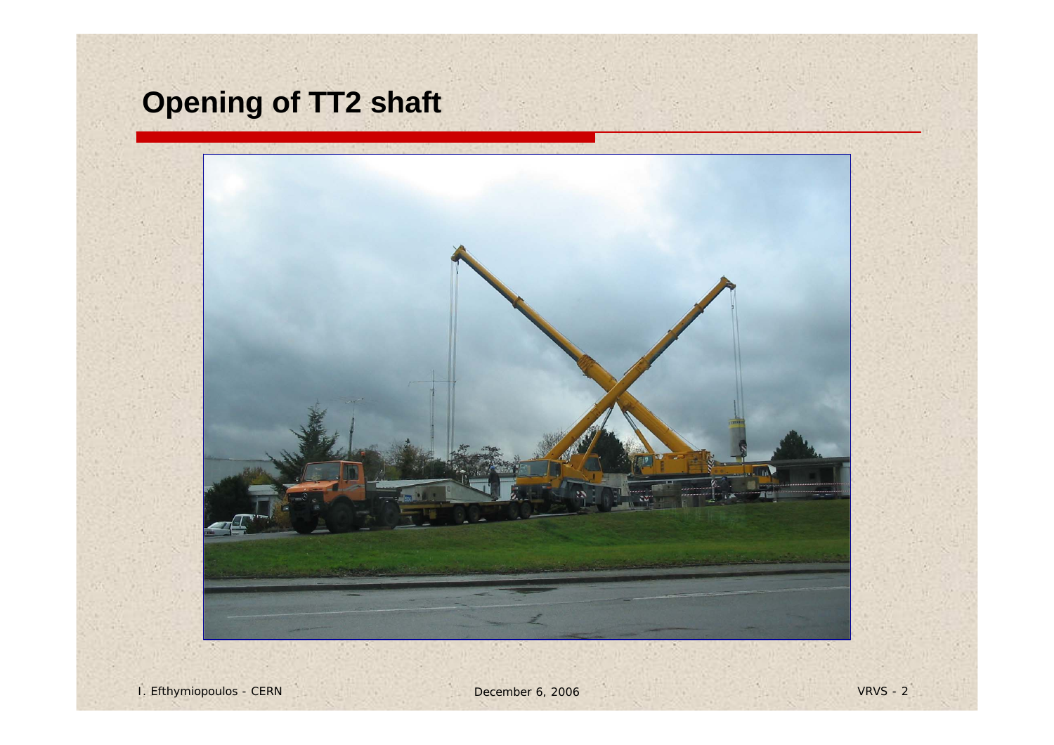# Opening of TT2 shaft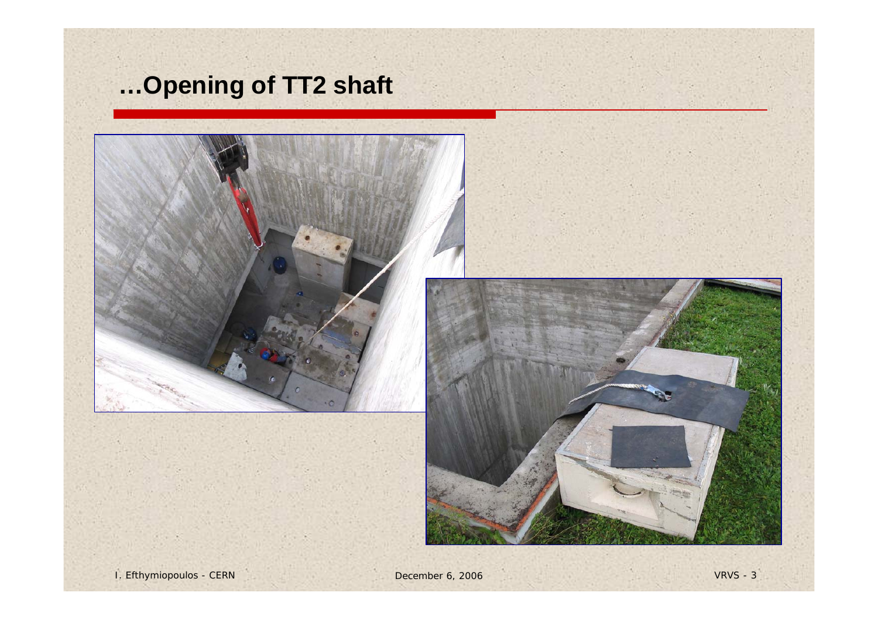# ...Opening of TT2 shaft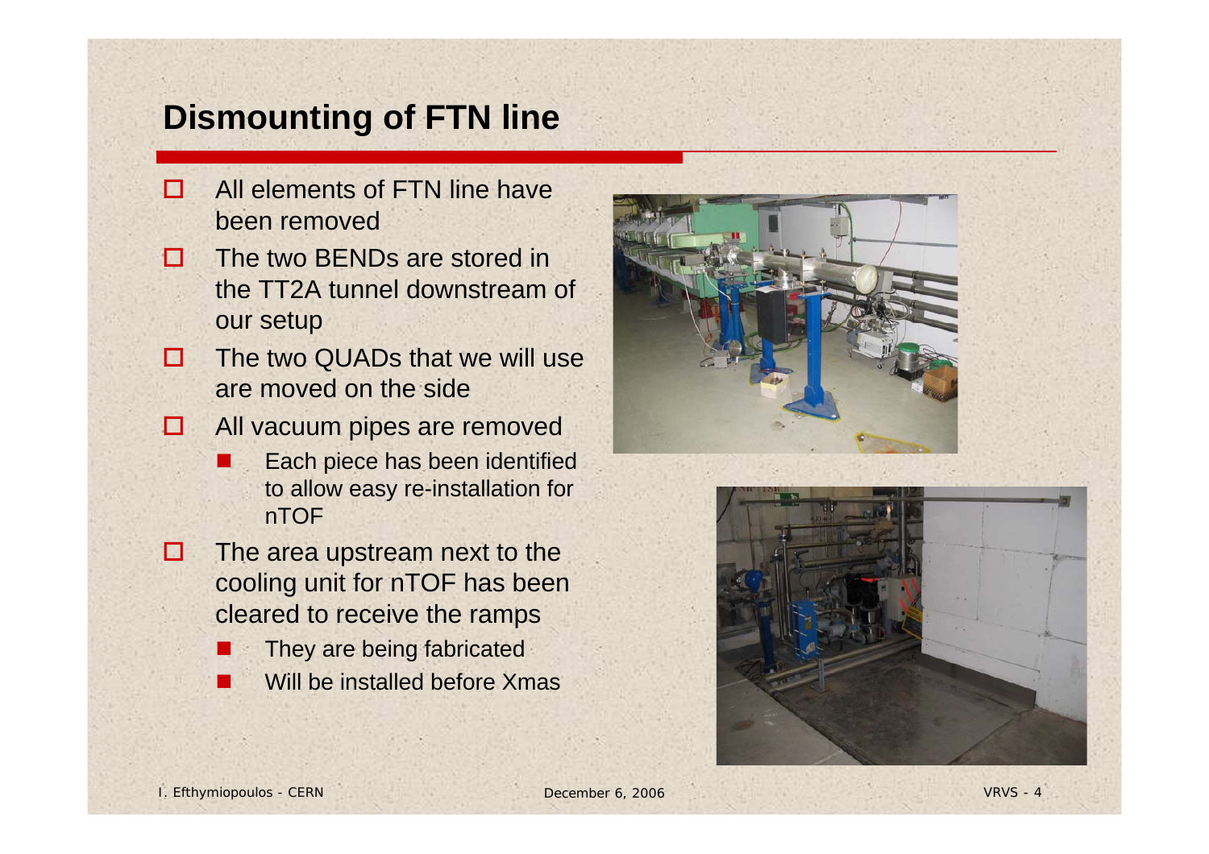# Dismounting of FTN line

- All elements of FTN line have been removed
- The two BENDs are stored in the TT2A tunnel downstream of our setup
- The two QUADs that we will use are moved on the side
- All vacuum pipes are removed
  - Each piece has been identified to allow easy re-installation for nTOF
- The area upstream next to the cooling unit for nTOF has been cleared to receive the ramps
  - They are being fabricated
  - Will be installed before Xmas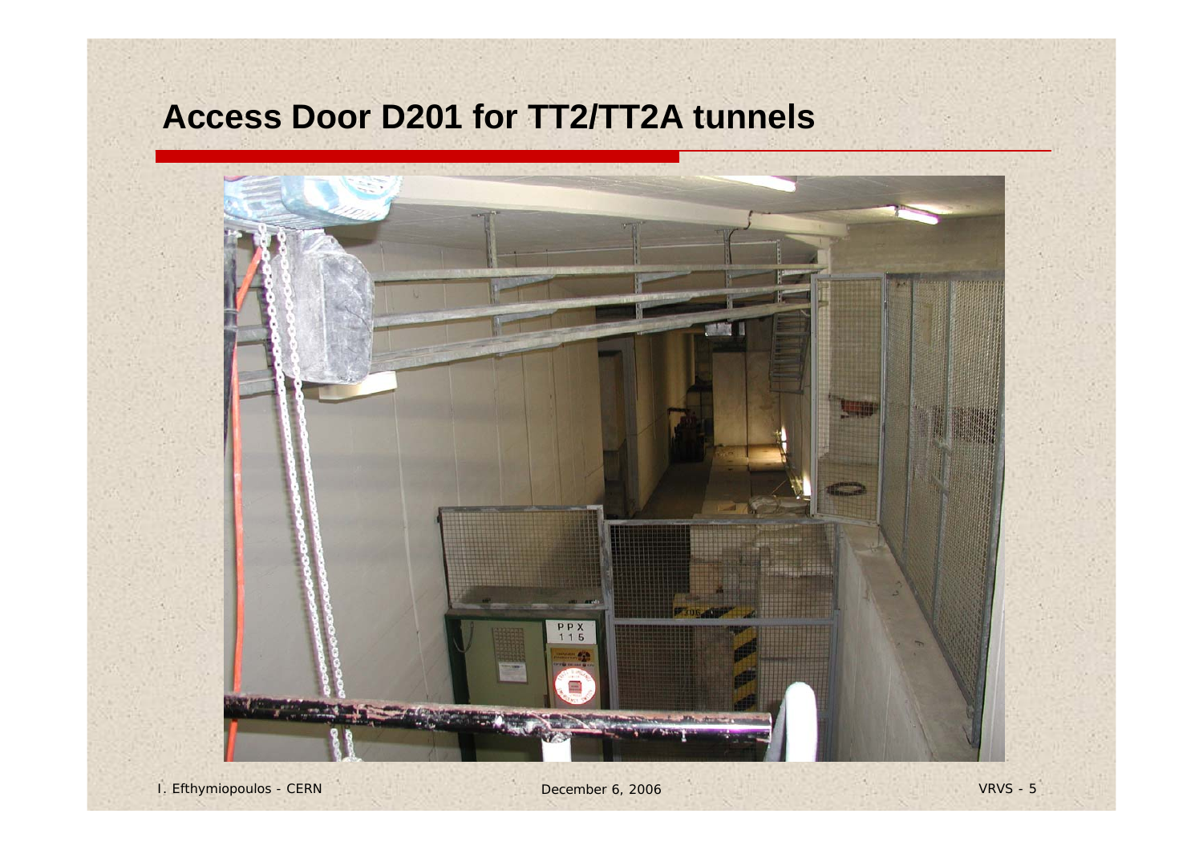# Access Door D201 for TT2/TT2A tunnels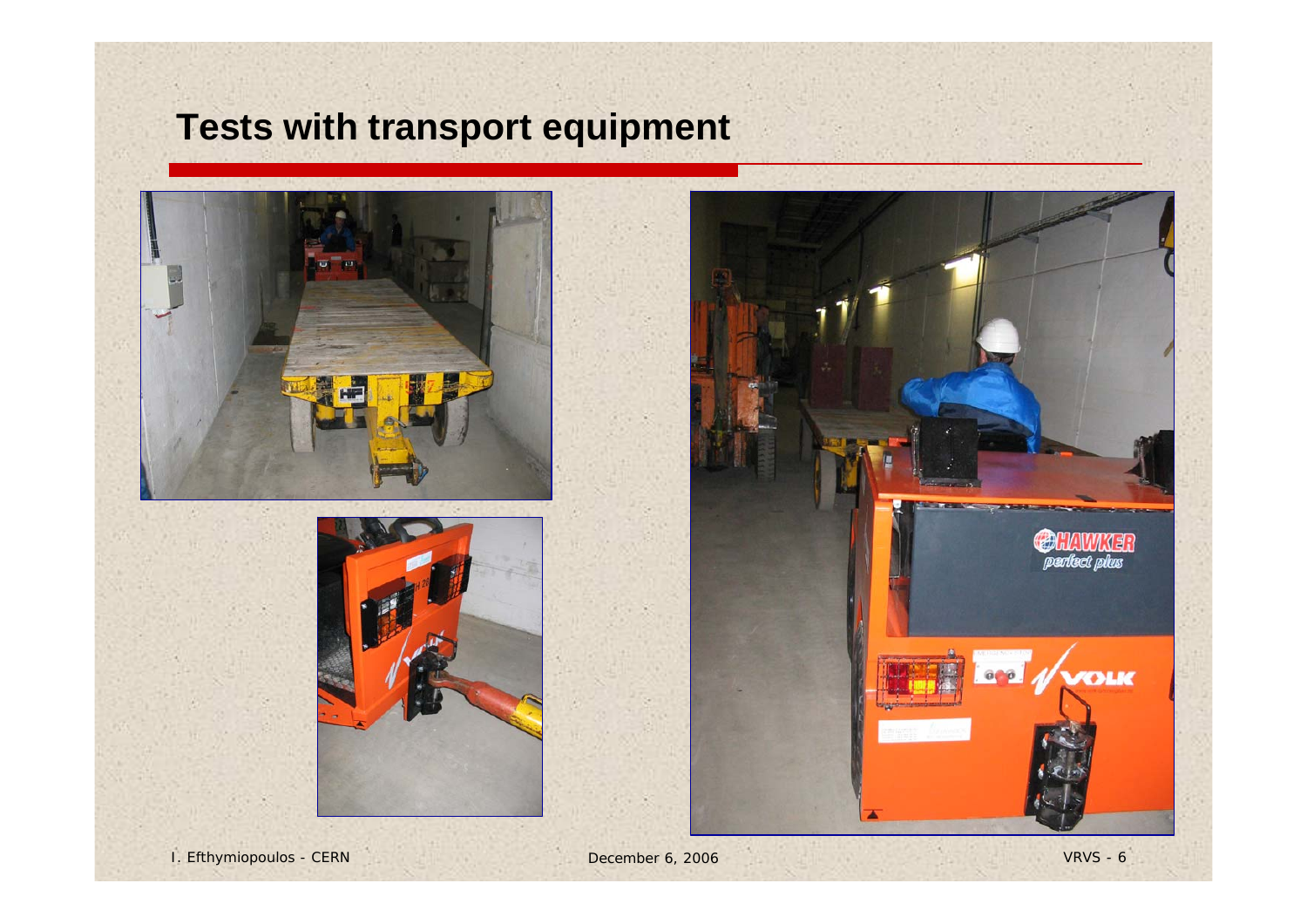# Tests with transport equipment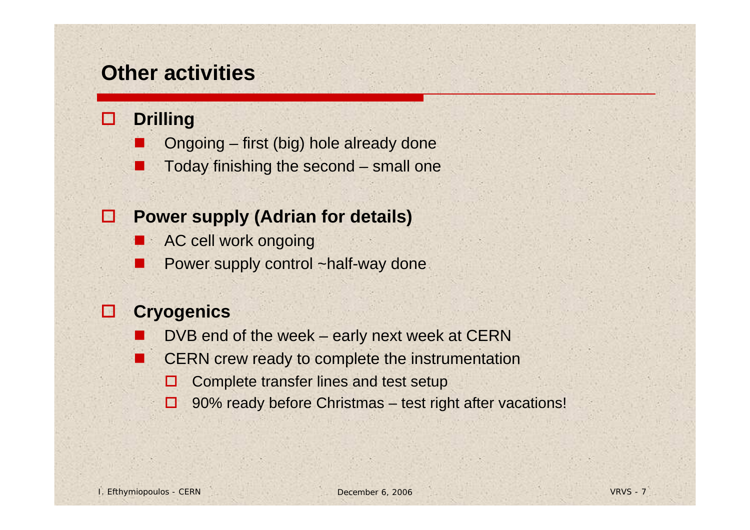## Other activities

- **Drilling**
  - Ongoing – first (big) hole already done
  - Today finishing the second – small one
- **Power supply (Adrian for details)**
  - AC cell work ongoing
  - Power supply control ~half-way done
- **Cryogenics**
  - DVB end of the week – early next week at CERN
  - CERN crew ready to complete the instrumentation
    - Complete transfer lines and test setup
    - 90% ready before Christmas – test right after vacations!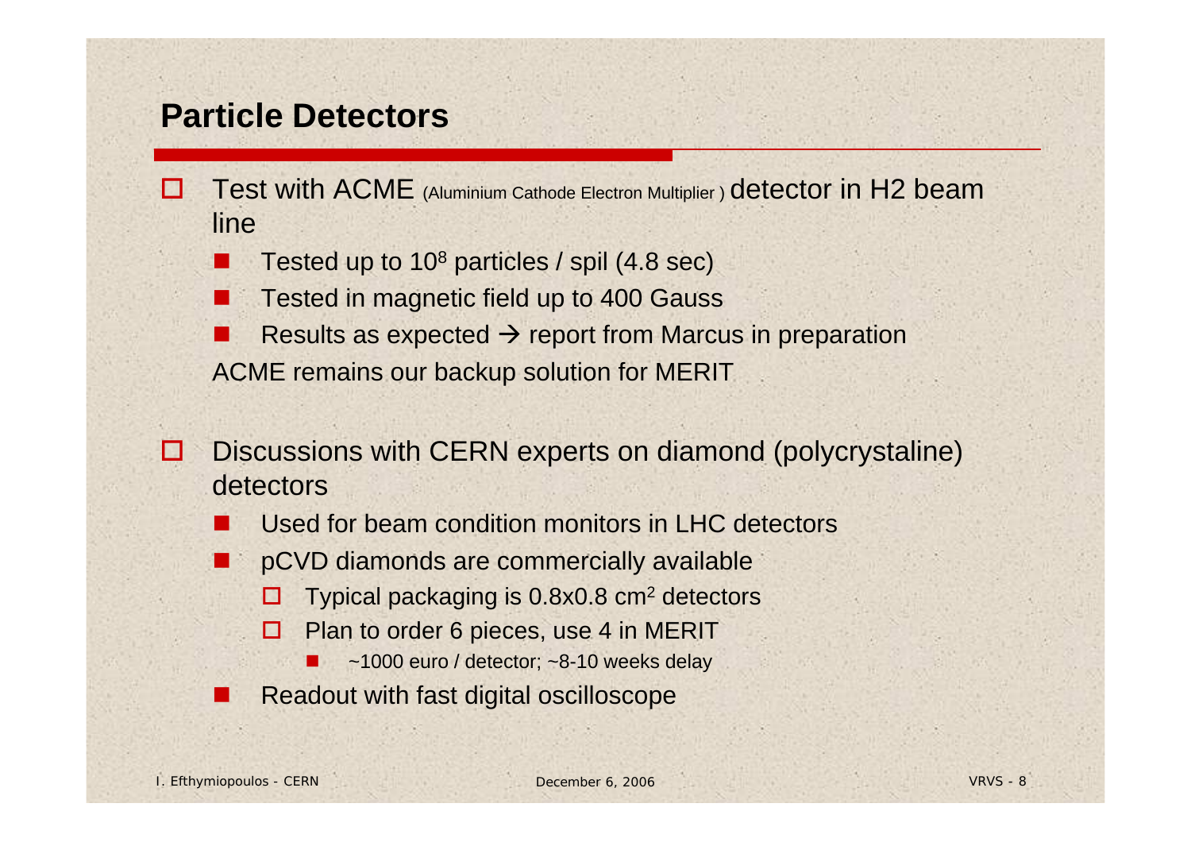## Particle Detectors

- Test with ACME (Aluminium Cathode Electron Multiplier) detector in H2 beam line
  - Tested up to $10^8$ particles / spil (4.8 sec)
  - Tested in magnetic field up to 400 Gauss
  - Results as expected → report from Marcus in preparation

  ACME remains our backup solution for MERIT

- Discussions with CERN experts on diamond (polycrystaline) detectors
  - Used for beam condition monitors in LHC detectors
  - pCVD diamonds are commercially available
    - Typical packaging is 0.8x0.8 $cm^2$ detectors
    - Plan to order 6 pieces, use 4 in MERIT
      - ~1000 euro / detector; ~8-10 weeks delay
  - Readout with fast digital oscilloscope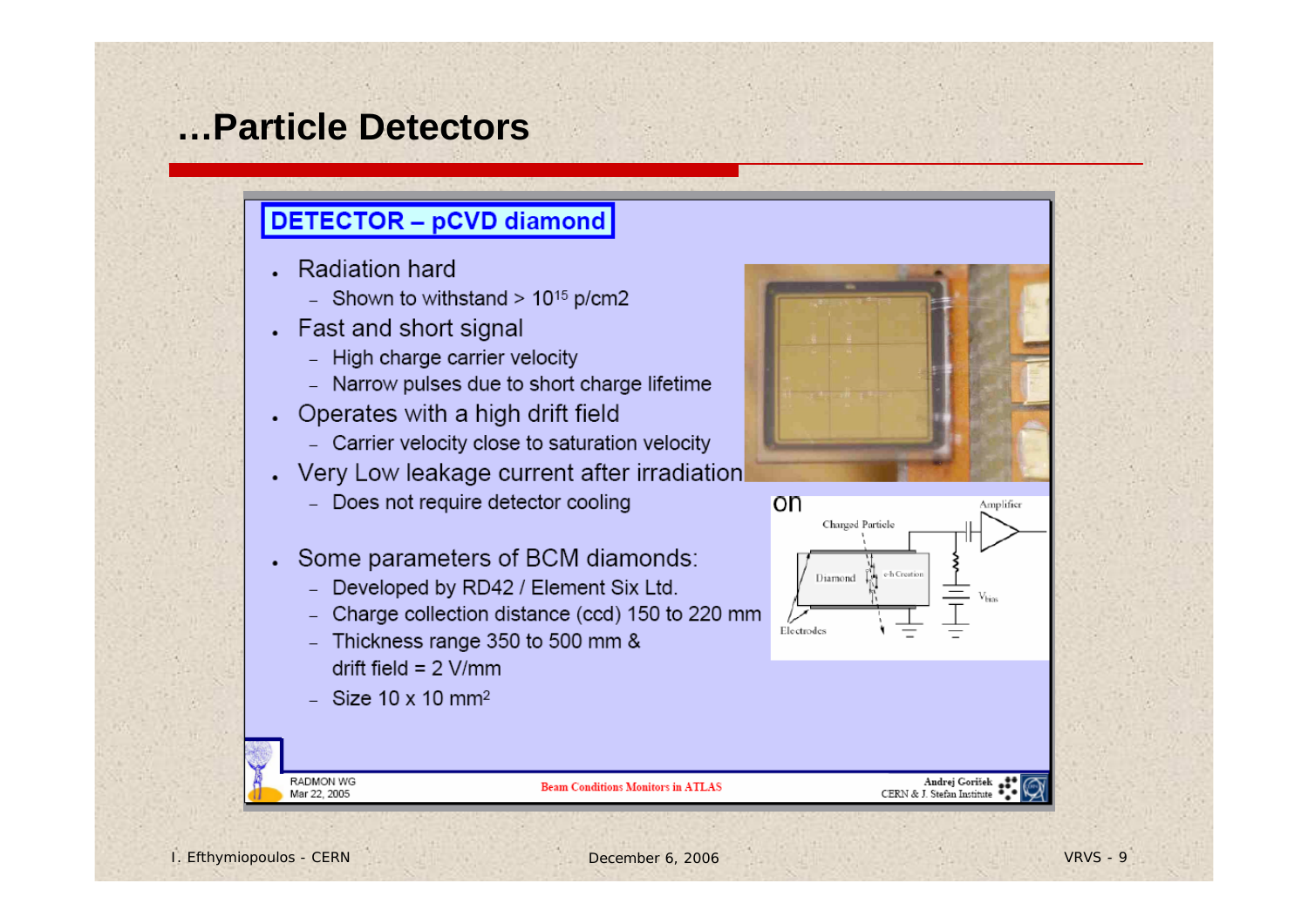# ...Particle Detectors

## DETECTOR – pCVD diamond

- Radiation hard
  - Shown to withstand > $10^{15}$ p/cm2
- Fast and short signal
  - High charge carrier velocity
  - Narrow pulses due to short charge lifetime
- Operates with a high drift field
  - Carrier velocity close to saturation velocity
- Very Low leakage current after irradiation
  - Does not require detector cooling
- Some parameters of BCM diamonds:
  - Developed by RD42 / Element Six Ltd.
  - Charge collection distance (ccd) 150 to 220 mm
  - Thickness range 350 to 500 mm & drift field = 2 V/mm
  - Size 10 x 10 $mm^2$

RADMON WG
Mar 22, 2005

Beam Conditions Monitors in ATLAS

Andrej Gorišek
CERN & J. Stefan Institute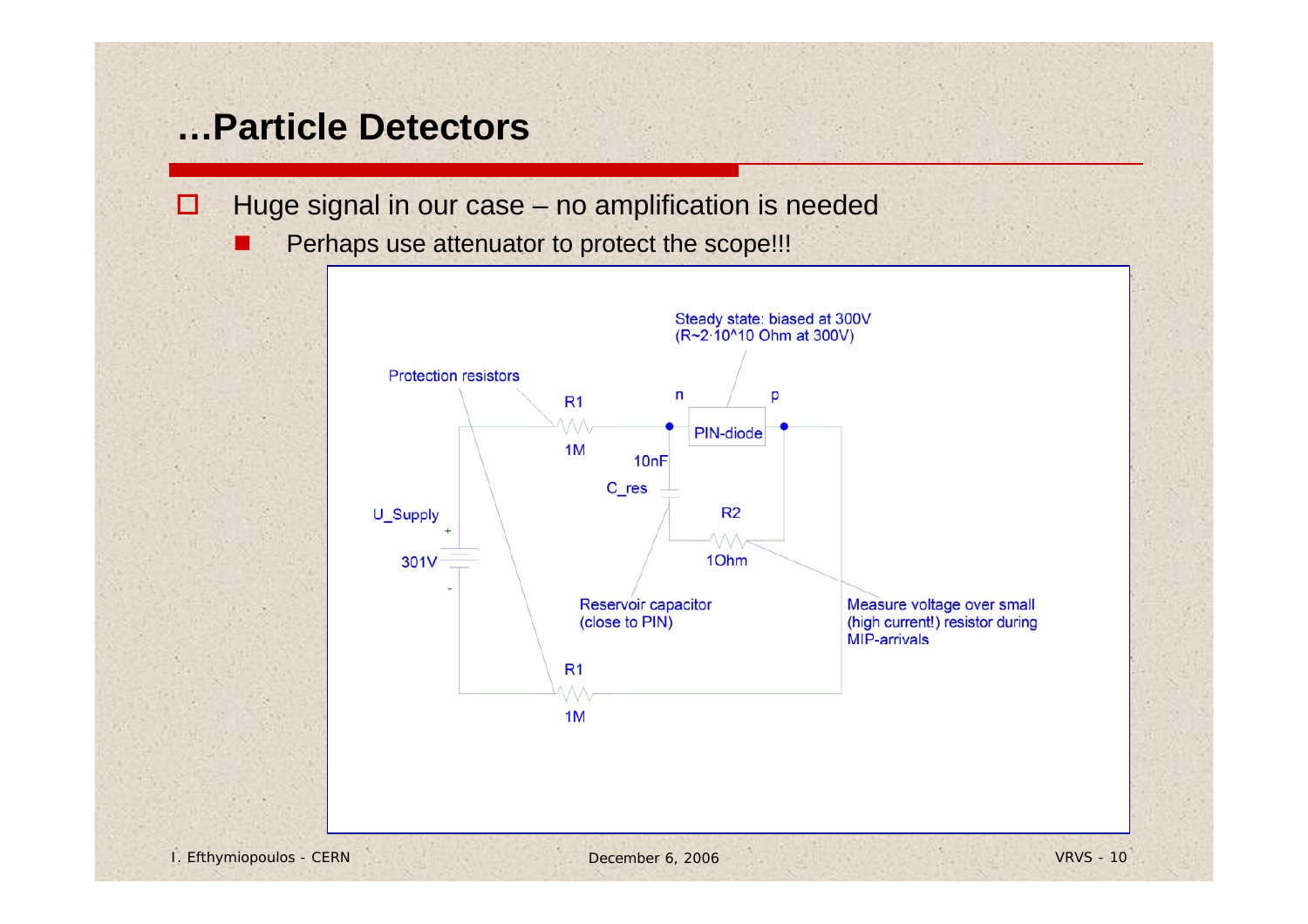# …Particle Detectors

- Huge signal in our case – no amplification is needed
  - Perhaps use attenuator to protect the scope!!!

Steady state: biased at 300V (R~2·10^10 Ohm at 300V)

Protection resistors

R1 1M

n PIN-diode p

10nF C_res

U_Supply 301V

R2 1Ohm

Reservoir capacitor (close to PIN)

Measure voltage over small (high current!) resistor during MIP-arrivals

R1 1M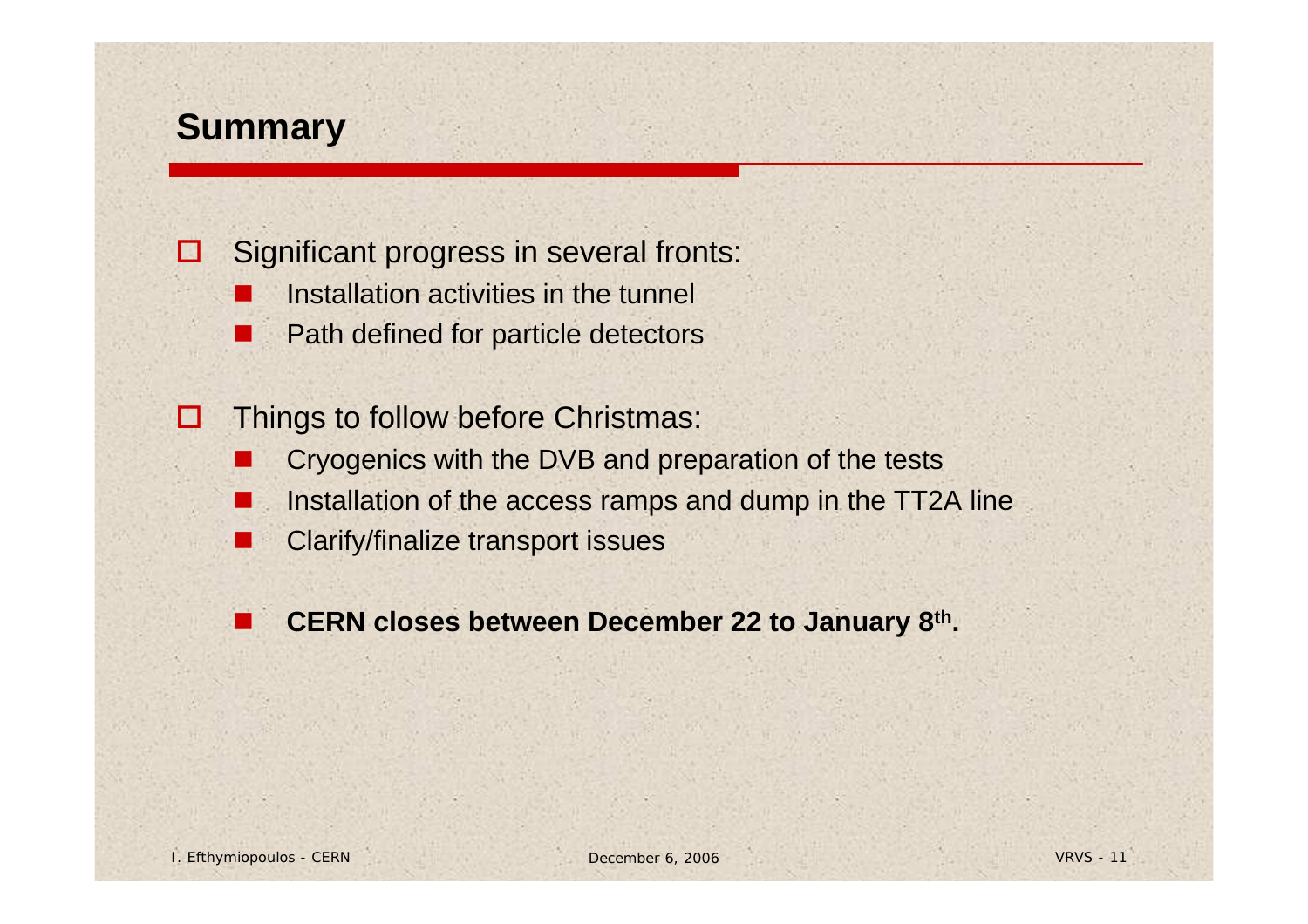# Summary

- Significant progress in several fronts:
  - Installation activities in the tunnel
  - Path defined for particle detectors
- Things to follow before Christmas:
  - Cryogenics with the DVB and preparation of the tests
  - Installation of the access ramps and dump in the TT2A line
  - Clarify/finalize transport issues

  - **CERN closes between December 22 to January 8th.**